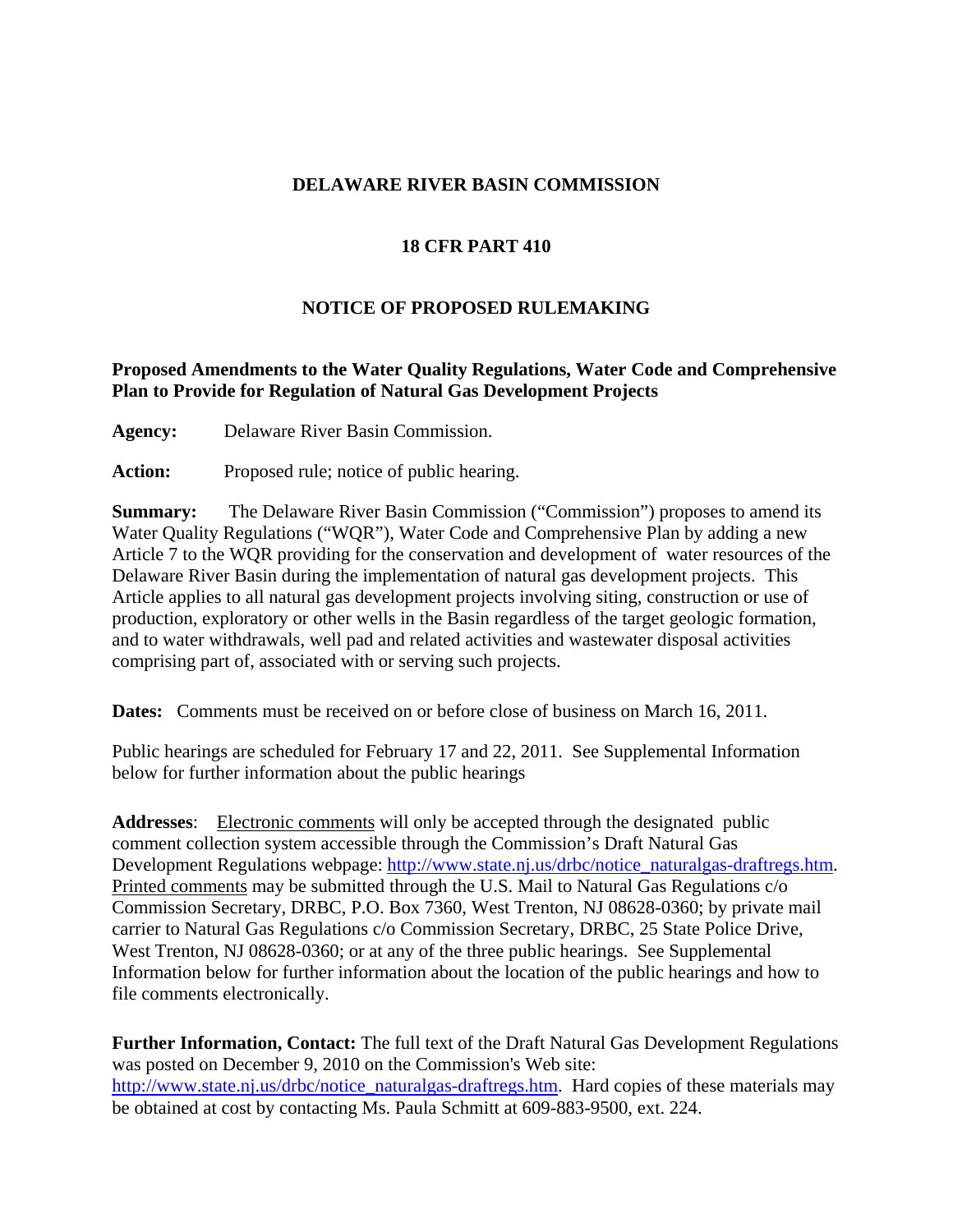# DELAWARE RIVER BASIN COMMISSION

## 18 CFR PART 410

## NOTICE OF PROPOSED RULEMAKING

**Proposed Amendments to the Water Quality Regulations, Water Code and Comprehensive Plan to Provide for Regulation of Natural Gas Development Projects**

**Agency:** Delaware River Basin Commission.

**Action:** Proposed rule; notice of public hearing.

**Summary:** The Delaware River Basin Commission ("Commission") proposes to amend its Water Quality Regulations ("WQR"), Water Code and Comprehensive Plan by adding a new Article 7 to the WQR providing for the conservation and development of water resources of the Delaware River Basin during the implementation of natural gas development projects. This Article applies to all natural gas development projects involving siting, construction or use of production, exploratory or other wells in the Basin regardless of the target geologic formation, and to water withdrawals, well pad and related activities and wastewater disposal activities comprising part of, associated with or serving such projects.

**Dates:** Comments must be received on or before close of business on March 16, 2011.

Public hearings are scheduled for February 17 and 22, 2011. See Supplemental Information below for further information about the public hearings

**Addresses**: Electronic comments will only be accepted through the designated public comment collection system accessible through the Commission's Draft Natural Gas Development Regulations webpage: http://www.state.nj.us/drbc/notice_naturalgas-draftregs.htm. Printed comments may be submitted through the U.S. Mail to Natural Gas Regulations c/o Commission Secretary, DRBC, P.O. Box 7360, West Trenton, NJ 08628-0360; by private mail carrier to Natural Gas Regulations c/o Commission Secretary, DRBC, 25 State Police Drive, West Trenton, NJ 08628-0360; or at any of the three public hearings. See Supplemental Information below for further information about the location of the public hearings and how to file comments electronically.

**Further Information, Contact:** The full text of the Draft Natural Gas Development Regulations was posted on December 9, 2010 on the Commission's Web site: http://www.state.nj.us/drbc/notice_naturalgas-draftregs.htm. Hard copies of these materials may be obtained at cost by contacting Ms. Paula Schmitt at 609-883-9500, ext. 224.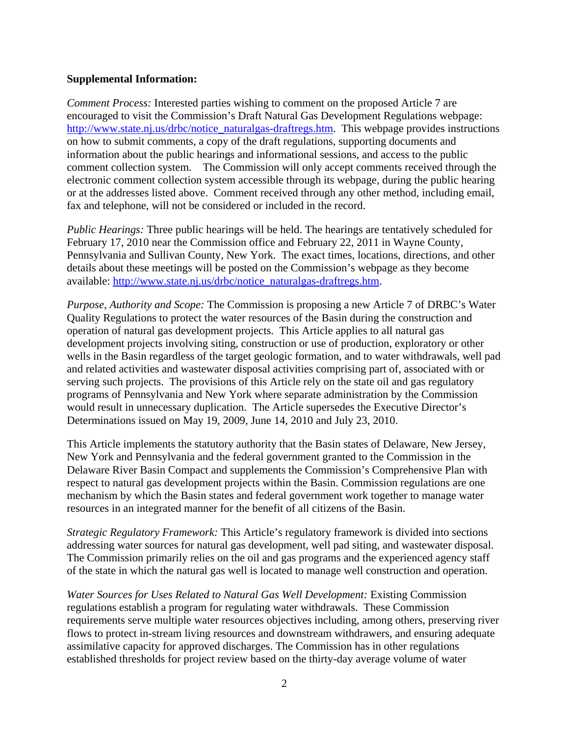**Supplemental Information:**

*Comment Process:* Interested parties wishing to comment on the proposed Article 7 are encouraged to visit the Commission's Draft Natural Gas Development Regulations webpage: http://www.state.nj.us/drbc/notice_naturalgas-draftregs.htm. This webpage provides instructions on how to submit comments, a copy of the draft regulations, supporting documents and information about the public hearings and informational sessions, and access to the public comment collection system. The Commission will only accept comments received through the electronic comment collection system accessible through its webpage, during the public hearing or at the addresses listed above. Comment received through any other method, including email, fax and telephone, will not be considered or included in the record.

*Public Hearings:* Three public hearings will be held. The hearings are tentatively scheduled for February 17, 2010 near the Commission office and February 22, 2011 in Wayne County, Pennsylvania and Sullivan County, New York. The exact times, locations, directions, and other details about these meetings will be posted on the Commission's webpage as they become available: http://www.state.nj.us/drbc/notice_naturalgas-draftregs.htm.

*Purpose, Authority and Scope:* The Commission is proposing a new Article 7 of DRBC's Water Quality Regulations to protect the water resources of the Basin during the construction and operation of natural gas development projects. This Article applies to all natural gas development projects involving siting, construction or use of production, exploratory or other wells in the Basin regardless of the target geologic formation, and to water withdrawals, well pad and related activities and wastewater disposal activities comprising part of, associated with or serving such projects. The provisions of this Article rely on the state oil and gas regulatory programs of Pennsylvania and New York where separate administration by the Commission would result in unnecessary duplication. The Article supersedes the Executive Director's Determinations issued on May 19, 2009, June 14, 2010 and July 23, 2010.

This Article implements the statutory authority that the Basin states of Delaware, New Jersey, New York and Pennsylvania and the federal government granted to the Commission in the Delaware River Basin Compact and supplements the Commission's Comprehensive Plan with respect to natural gas development projects within the Basin. Commission regulations are one mechanism by which the Basin states and federal government work together to manage water resources in an integrated manner for the benefit of all citizens of the Basin.

*Strategic Regulatory Framework:* This Article's regulatory framework is divided into sections addressing water sources for natural gas development, well pad siting, and wastewater disposal. The Commission primarily relies on the oil and gas programs and the experienced agency staff of the state in which the natural gas well is located to manage well construction and operation.

*Water Sources for Uses Related to Natural Gas Well Development:* Existing Commission regulations establish a program for regulating water withdrawals. These Commission requirements serve multiple water resources objectives including, among others, preserving river flows to protect in-stream living resources and downstream withdrawers, and ensuring adequate assimilative capacity for approved discharges. The Commission has in other regulations established thresholds for project review based on the thirty-day average volume of water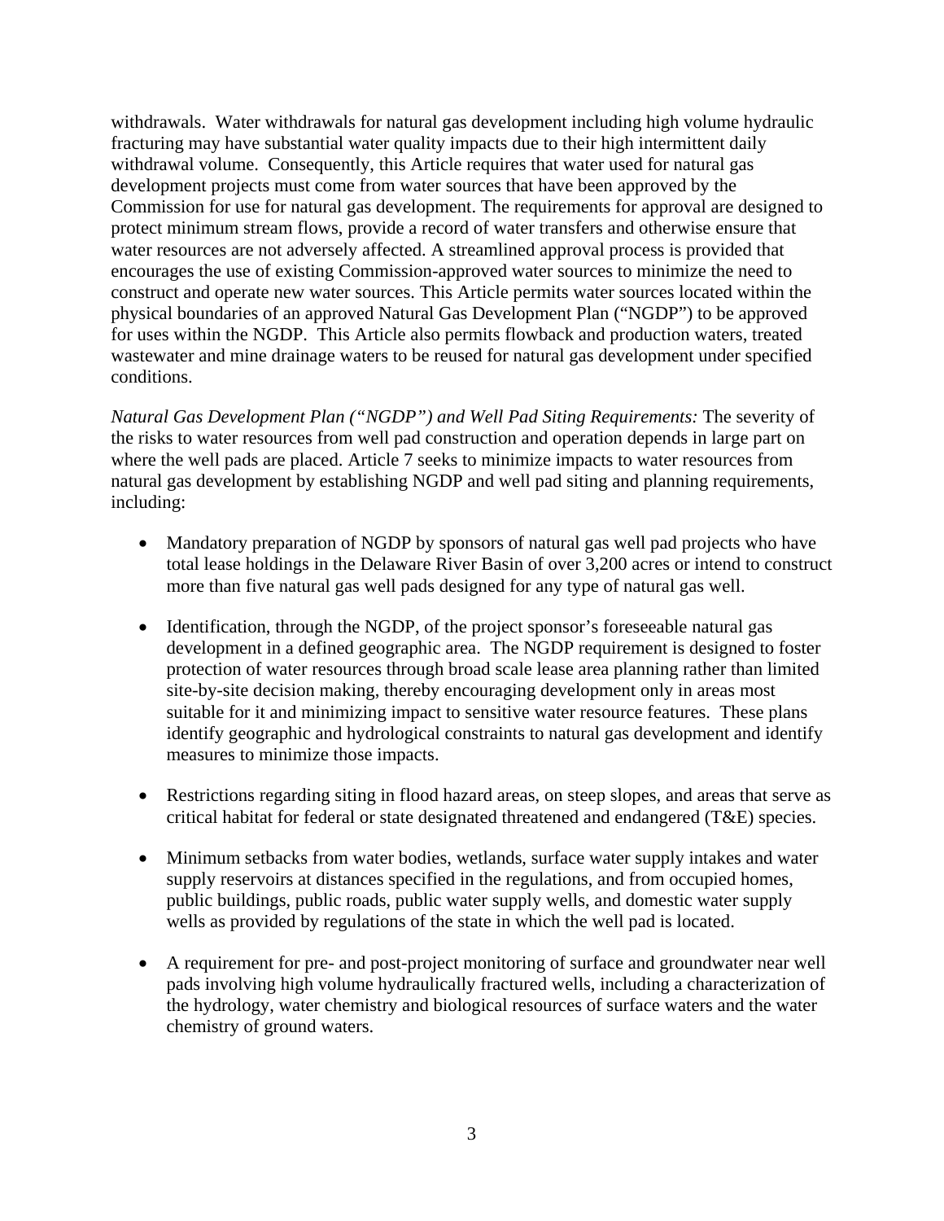withdrawals. Water withdrawals for natural gas development including high volume hydraulic fracturing may have substantial water quality impacts due to their high intermittent daily withdrawal volume. Consequently, this Article requires that water used for natural gas development projects must come from water sources that have been approved by the Commission for use for natural gas development. The requirements for approval are designed to protect minimum stream flows, provide a record of water transfers and otherwise ensure that water resources are not adversely affected. A streamlined approval process is provided that encourages the use of existing Commission-approved water sources to minimize the need to construct and operate new water sources. This Article permits water sources located within the physical boundaries of an approved Natural Gas Development Plan ("NGDP") to be approved for uses within the NGDP. This Article also permits flowback and production waters, treated wastewater and mine drainage waters to be reused for natural gas development under specified conditions.

*Natural Gas Development Plan ("NGDP") and Well Pad Siting Requirements:* The severity of the risks to water resources from well pad construction and operation depends in large part on where the well pads are placed. Article 7 seeks to minimize impacts to water resources from natural gas development by establishing NGDP and well pad siting and planning requirements, including:

- Mandatory preparation of NGDP by sponsors of natural gas well pad projects who have total lease holdings in the Delaware River Basin of over 3,200 acres or intend to construct more than five natural gas well pads designed for any type of natural gas well.

- Identification, through the NGDP, of the project sponsor's foreseeable natural gas development in a defined geographic area. The NGDP requirement is designed to foster protection of water resources through broad scale lease area planning rather than limited site-by-site decision making, thereby encouraging development only in areas most suitable for it and minimizing impact to sensitive water resource features. These plans identify geographic and hydrological constraints to natural gas development and identify measures to minimize those impacts.

- Restrictions regarding siting in flood hazard areas, on steep slopes, and areas that serve as critical habitat for federal or state designated threatened and endangered (T&E) species.

- Minimum setbacks from water bodies, wetlands, surface water supply intakes and water supply reservoirs at distances specified in the regulations, and from occupied homes, public buildings, public roads, public water supply wells, and domestic water supply wells as provided by regulations of the state in which the well pad is located.

- A requirement for pre- and post-project monitoring of surface and groundwater near well pads involving high volume hydraulically fractured wells, including a characterization of the hydrology, water chemistry and biological resources of surface waters and the water chemistry of ground waters.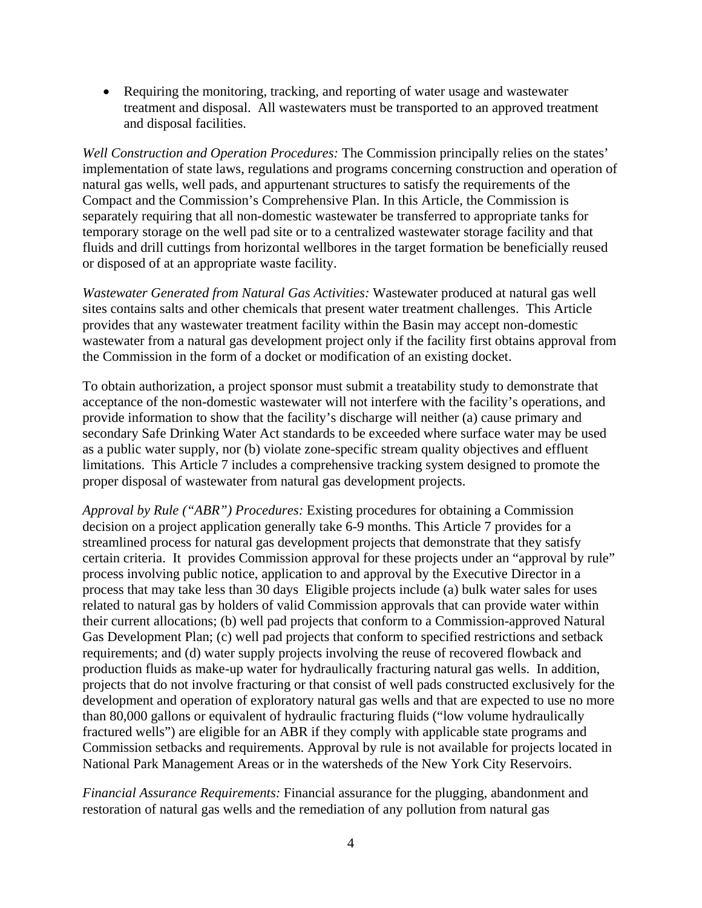- Requiring the monitoring, tracking, and reporting of water usage and wastewater treatment and disposal. All wastewaters must be transported to an approved treatment and disposal facilities.

*Well Construction and Operation Procedures:* The Commission principally relies on the states' implementation of state laws, regulations and programs concerning construction and operation of natural gas wells, well pads, and appurtenant structures to satisfy the requirements of the Compact and the Commission's Comprehensive Plan. In this Article, the Commission is separately requiring that all non-domestic wastewater be transferred to appropriate tanks for temporary storage on the well pad site or to a centralized wastewater storage facility and that fluids and drill cuttings from horizontal wellbores in the target formation be beneficially reused or disposed of at an appropriate waste facility.

*Wastewater Generated from Natural Gas Activities:* Wastewater produced at natural gas well sites contains salts and other chemicals that present water treatment challenges. This Article provides that any wastewater treatment facility within the Basin may accept non-domestic wastewater from a natural gas development project only if the facility first obtains approval from the Commission in the form of a docket or modification of an existing docket.

To obtain authorization, a project sponsor must submit a treatability study to demonstrate that acceptance of the non-domestic wastewater will not interfere with the facility's operations, and provide information to show that the facility's discharge will neither (a) cause primary and secondary Safe Drinking Water Act standards to be exceeded where surface water may be used as a public water supply, nor (b) violate zone-specific stream quality objectives and effluent limitations. This Article 7 includes a comprehensive tracking system designed to promote the proper disposal of wastewater from natural gas development projects.

*Approval by Rule ("ABR") Procedures:* Existing procedures for obtaining a Commission decision on a project application generally take 6-9 months. This Article 7 provides for a streamlined process for natural gas development projects that demonstrate that they satisfy certain criteria. It provides Commission approval for these projects under an "approval by rule" process involving public notice, application to and approval by the Executive Director in a process that may take less than 30 days Eligible projects include (a) bulk water sales for uses related to natural gas by holders of valid Commission approvals that can provide water within their current allocations; (b) well pad projects that conform to a Commission-approved Natural Gas Development Plan; (c) well pad projects that conform to specified restrictions and setback requirements; and (d) water supply projects involving the reuse of recovered flowback and production fluids as make-up water for hydraulically fracturing natural gas wells. In addition, projects that do not involve fracturing or that consist of well pads constructed exclusively for the development and operation of exploratory natural gas wells and that are expected to use no more than 80,000 gallons or equivalent of hydraulic fracturing fluids ("low volume hydraulically fractured wells") are eligible for an ABR if they comply with applicable state programs and Commission setbacks and requirements. Approval by rule is not available for projects located in National Park Management Areas or in the watersheds of the New York City Reservoirs.

*Financial Assurance Requirements:* Financial assurance for the plugging, abandonment and restoration of natural gas wells and the remediation of any pollution from natural gas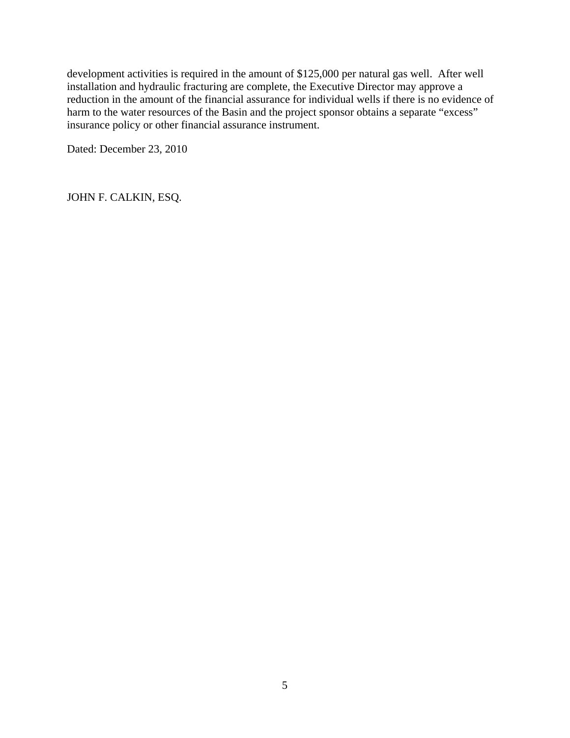development activities is required in the amount of $125,000 per natural gas well. After well installation and hydraulic fracturing are complete, the Executive Director may approve a reduction in the amount of the financial assurance for individual wells if there is no evidence of harm to the water resources of the Basin and the project sponsor obtains a separate "excess" insurance policy or other financial assurance instrument.

Dated: December 23, 2010

JOHN F. CALKIN, ESQ.